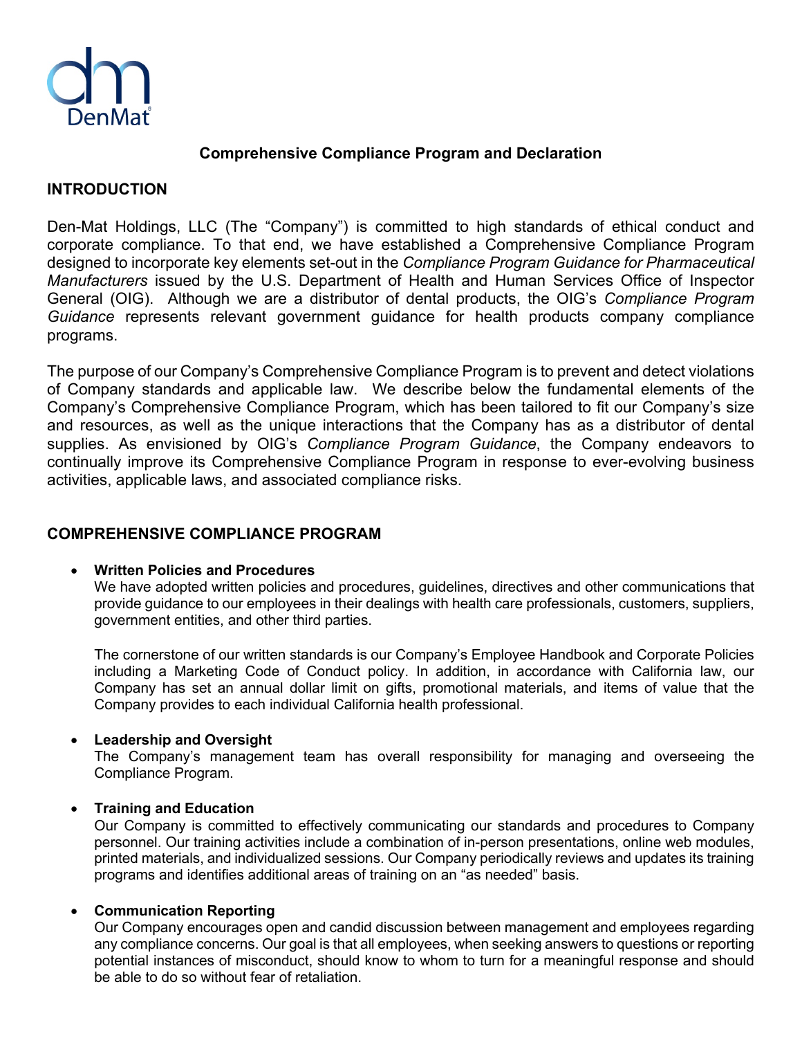DenMat

# Comprehensive Compliance Program and Declaration

## INTRODUCTION

Den-Mat Holdings, LLC (The "Company") is committed to high standards of ethical conduct and corporate compliance. To that end, we have established a Comprehensive Compliance Program designed to incorporate key elements set-out in the *Compliance Program Guidance for Pharmaceutical Manufacturers* issued by the U.S. Department of Health and Human Services Office of Inspector General (OIG). Although we are a distributor of dental products, the OIG's *Compliance Program Guidance* represents relevant government guidance for health products company compliance programs.

The purpose of our Company's Comprehensive Compliance Program is to prevent and detect violations of Company standards and applicable law. We describe below the fundamental elements of the Company's Comprehensive Compliance Program, which has been tailored to fit our Company's size and resources, as well as the unique interactions that the Company has as a distributor of dental supplies. As envisioned by OIG's *Compliance Program Guidance*, the Company endeavors to continually improve its Comprehensive Compliance Program in response to ever-evolving business activities, applicable laws, and associated compliance risks.

## COMPREHENSIVE COMPLIANCE PROGRAM

- **Written Policies and Procedures**
  We have adopted written policies and procedures, guidelines, directives and other communications that provide guidance to our employees in their dealings with health care professionals, customers, suppliers, government entities, and other third parties.

  The cornerstone of our written standards is our Company's Employee Handbook and Corporate Policies including a Marketing Code of Conduct policy. In addition, in accordance with California law, our Company has set an annual dollar limit on gifts, promotional materials, and items of value that the Company provides to each individual California health professional.

- **Leadership and Oversight**
  The Company's management team has overall responsibility for managing and overseeing the Compliance Program.

- **Training and Education**
  Our Company is committed to effectively communicating our standards and procedures to Company personnel. Our training activities include a combination of in-person presentations, online web modules, printed materials, and individualized sessions. Our Company periodically reviews and updates its training programs and identifies additional areas of training on an "as needed" basis.

- **Communication Reporting**
  Our Company encourages open and candid discussion between management and employees regarding any compliance concerns. Our goal is that all employees, when seeking answers to questions or reporting potential instances of misconduct, should know to whom to turn for a meaningful response and should be able to do so without fear of retaliation.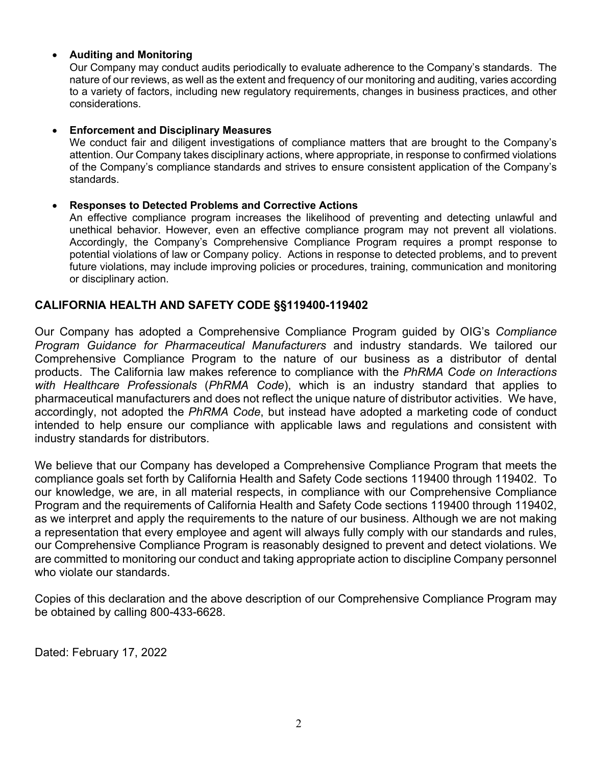- **Auditing and Monitoring**
  Our Company may conduct audits periodically to evaluate adherence to the Company's standards. The nature of our reviews, as well as the extent and frequency of our monitoring and auditing, varies according to a variety of factors, including new regulatory requirements, changes in business practices, and other considerations.

- **Enforcement and Disciplinary Measures**
  We conduct fair and diligent investigations of compliance matters that are brought to the Company's attention. Our Company takes disciplinary actions, where appropriate, in response to confirmed violations of the Company's compliance standards and strives to ensure consistent application of the Company's standards.

- **Responses to Detected Problems and Corrective Actions**
  An effective compliance program increases the likelihood of preventing and detecting unlawful and unethical behavior. However, even an effective compliance program may not prevent all violations. Accordingly, the Company's Comprehensive Compliance Program requires a prompt response to potential violations of law or Company policy. Actions in response to detected problems, and to prevent future violations, may include improving policies or procedures, training, communication and monitoring or disciplinary action.

## CALIFORNIA HEALTH AND SAFETY CODE §§119400-119402

Our Company has adopted a Comprehensive Compliance Program guided by OIG's *Compliance Program Guidance for Pharmaceutical Manufacturers* and industry standards. We tailored our Comprehensive Compliance Program to the nature of our business as a distributor of dental products. The California law makes reference to compliance with the *PhRMA Code on Interactions with Healthcare Professionals* (*PhRMA Code*), which is an industry standard that applies to pharmaceutical manufacturers and does not reflect the unique nature of distributor activities. We have, accordingly, not adopted the *PhRMA Code*, but instead have adopted a marketing code of conduct intended to help ensure our compliance with applicable laws and regulations and consistent with industry standards for distributors.

We believe that our Company has developed a Comprehensive Compliance Program that meets the compliance goals set forth by California Health and Safety Code sections 119400 through 119402. To our knowledge, we are, in all material respects, in compliance with our Comprehensive Compliance Program and the requirements of California Health and Safety Code sections 119400 through 119402, as we interpret and apply the requirements to the nature of our business. Although we are not making a representation that every employee and agent will always fully comply with our standards and rules, our Comprehensive Compliance Program is reasonably designed to prevent and detect violations. We are committed to monitoring our conduct and taking appropriate action to discipline Company personnel who violate our standards.

Copies of this declaration and the above description of our Comprehensive Compliance Program may be obtained by calling 800-433-6628.

Dated: February 17, 2022